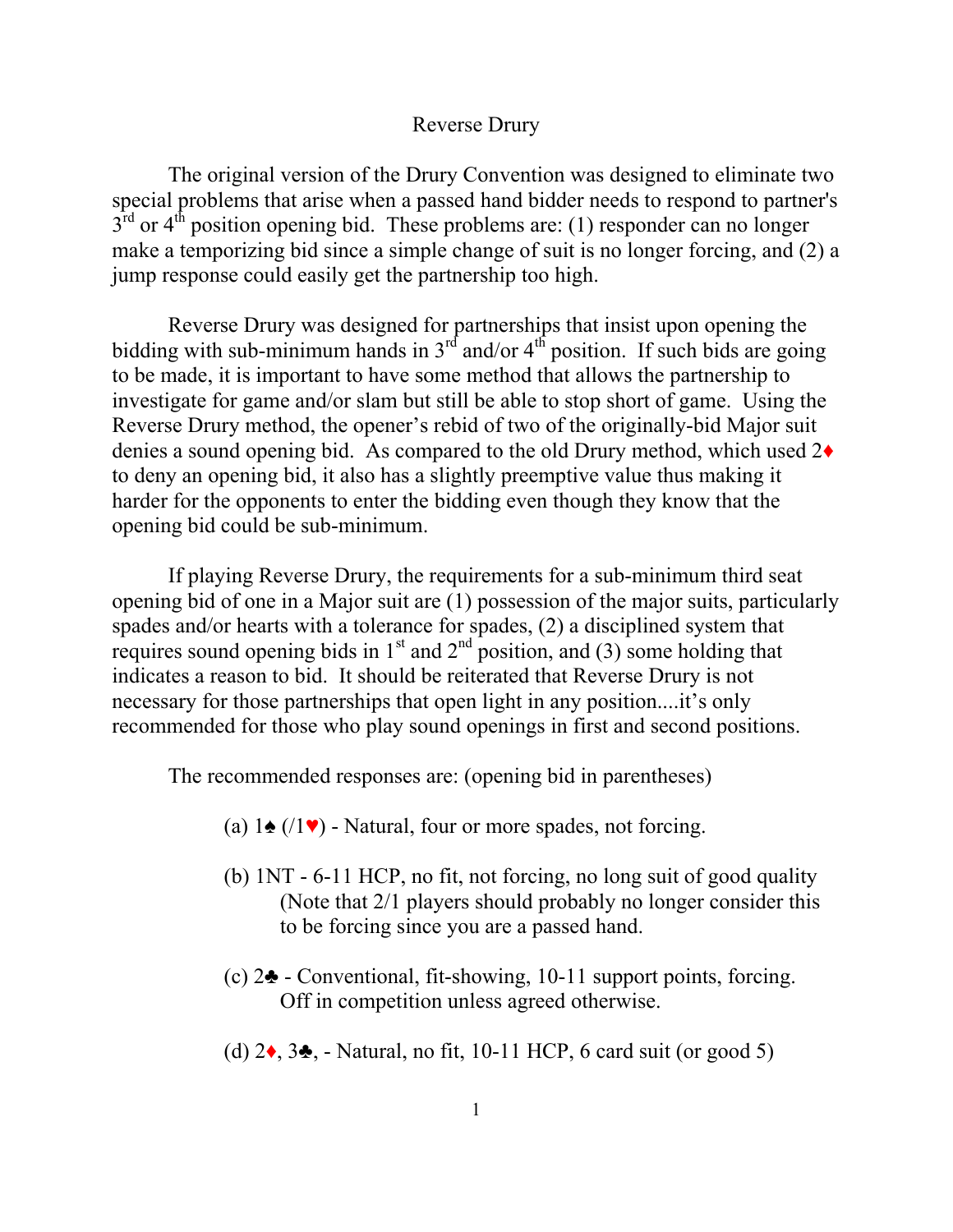# Reverse Drury

The original version of the Drury Convention was designed to eliminate two special problems that arise when a passed hand bidder needs to respond to partner's 3rd or 4th position opening bid. These problems are: (1) responder can no longer make a temporizing bid since a simple change of suit is no longer forcing, and (2) a jump response could easily get the partnership too high.

Reverse Drury was designed for partnerships that insist upon opening the bidding with sub-minimum hands in 3rd and/or 4th position. If such bids are going to be made, it is important to have some method that allows the partnership to investigate for game and/or slam but still be able to stop short of game. Using the Reverse Drury method, the opener's rebid of two of the originally-bid Major suit denies a sound opening bid. As compared to the old Drury method, which used 2♦ to deny an opening bid, it also has a slightly preemptive value thus making it harder for the opponents to enter the bidding even though they know that the opening bid could be sub-minimum.

If playing Reverse Drury, the requirements for a sub-minimum third seat opening bid of one in a Major suit are (1) possession of the major suits, particularly spades and/or hearts with a tolerance for spades, (2) a disciplined system that requires sound opening bids in 1st and 2nd position, and (3) some holding that indicates a reason to bid. It should be reiterated that Reverse Drury is not necessary for those partnerships that open light in any position....it's only recommended for those who play sound openings in first and second positions.

The recommended responses are: (opening bid in parentheses)

(a) 1♠ (/1♥) - Natural, four or more spades, not forcing.

(b) 1NT - 6-11 HCP, no fit, not forcing, no long suit of good quality (Note that 2/1 players should probably no longer consider this to be forcing since you are a passed hand.

(c) 2♣ - Conventional, fit-showing, 10-11 support points, forcing. Off in competition unless agreed otherwise.

(d) 2♦, 3♣, - Natural, no fit, 10-11 HCP, 6 card suit (or good 5)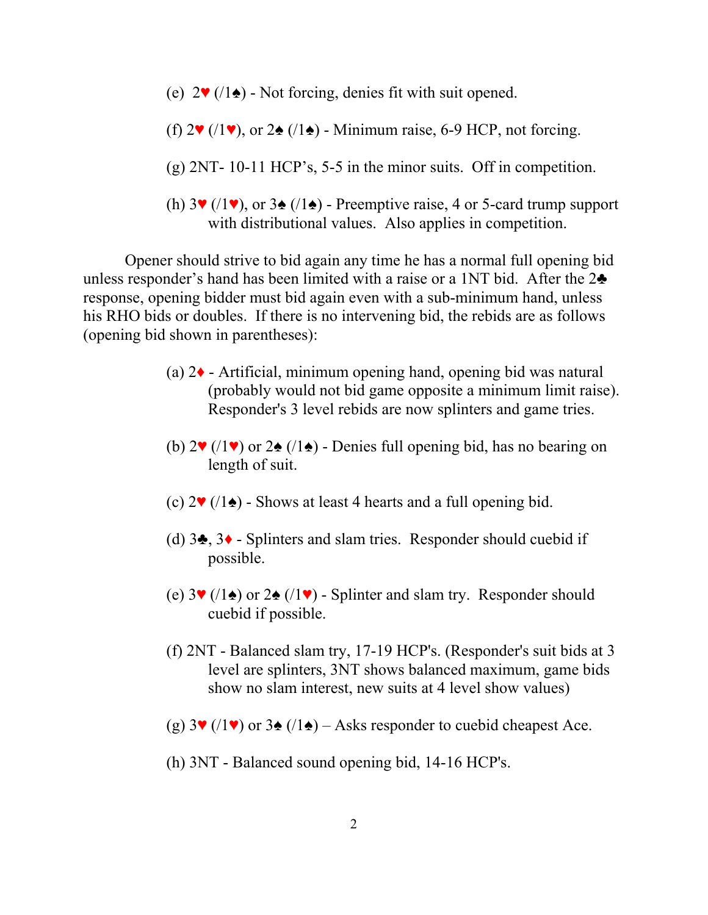(e) 2♥ (/1♠) - Not forcing, denies fit with suit opened.

(f) 2♥ (/1♥), or 2♠ (/1♠) - Minimum raise, 6-9 HCP, not forcing.

(g) 2NT- 10-11 HCP's, 5-5 in the minor suits. Off in competition.

(h) 3♥ (/1♥), or 3♠ (/1♠) - Preemptive raise, 4 or 5-card trump support with distributional values. Also applies in competition.

Opener should strive to bid again any time he has a normal full opening bid unless responder's hand has been limited with a raise or a 1NT bid. After the 2♣ response, opening bidder must bid again even with a sub-minimum hand, unless his RHO bids or doubles. If there is no intervening bid, the rebids are as follows (opening bid shown in parentheses):

(a) 2♦ - Artificial, minimum opening hand, opening bid was natural (probably would not bid game opposite a minimum limit raise). Responder's 3 level rebids are now splinters and game tries.

(b) 2♥ (/1♥) or 2♠ (/1♠) - Denies full opening bid, has no bearing on length of suit.

(c) 2♥ (/1♠) - Shows at least 4 hearts and a full opening bid.

(d) 3♣, 3♦ - Splinters and slam tries. Responder should cuebid if possible.

(e) 3♥ (/1♠) or 2♠ (/1♥) - Splinter and slam try. Responder should cuebid if possible.

(f) 2NT - Balanced slam try, 17-19 HCP's. (Responder's suit bids at 3 level are splinters, 3NT shows balanced maximum, game bids show no slam interest, new suits at 4 level show values)

(g) 3♥ (/1♥) or 3♠ (/1♠) – Asks responder to cuebid cheapest Ace.

(h) 3NT - Balanced sound opening bid, 14-16 HCP's.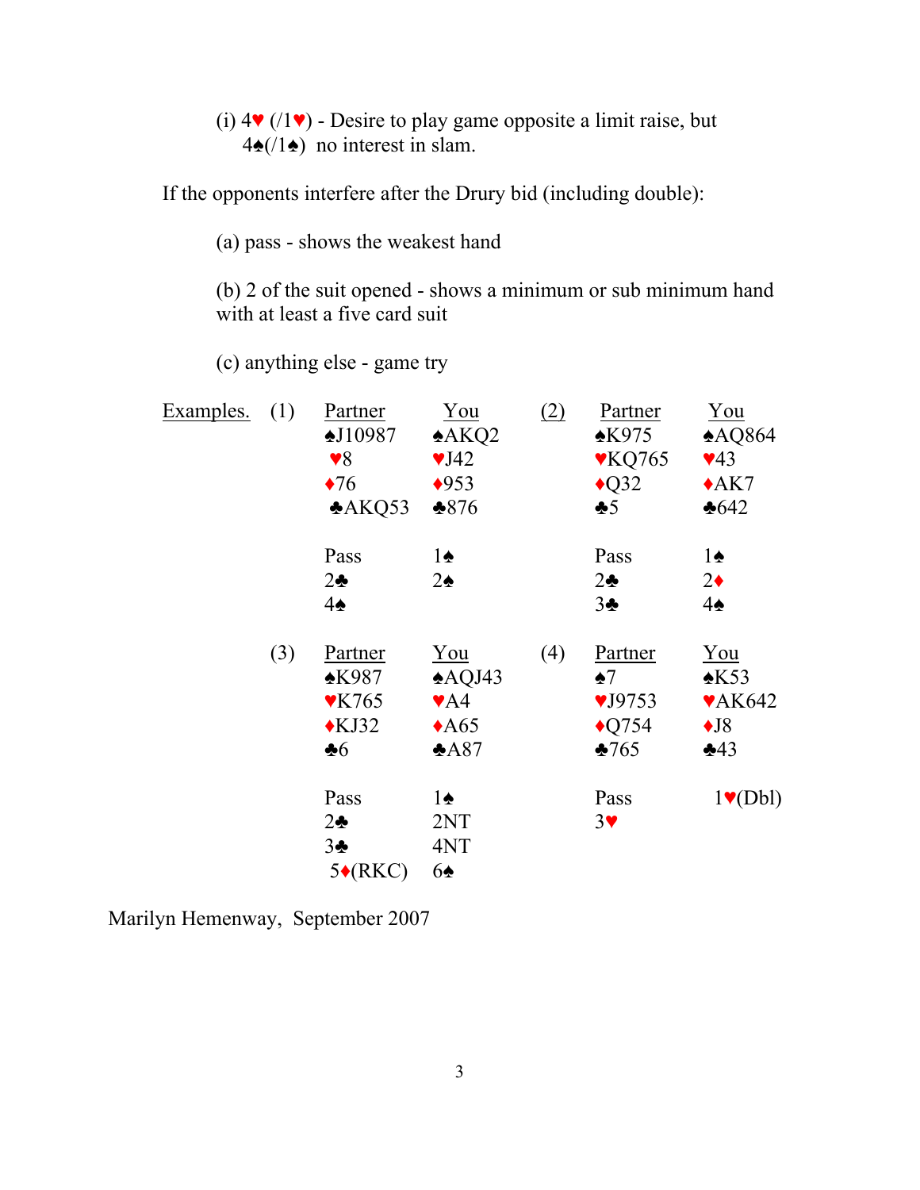(i) 4♥ (/1♥) - Desire to play game opposite a limit raise, but
4♠(/1♠) no interest in slam.

If the opponents interfere after the Drury bid (including double):

(a) pass - shows the weakest hand

(b) 2 of the suit opened - shows a minimum or sub minimum hand with at least a five card suit

(c) anything else - game try

Examples.

(1)

| Partner | You |
|---|---|
| ♠J10987 | ♠AKQ2 |
| ♥8 | ♥J42 |
| ♦76 | ♦953 |
| ♣AKQ53 | ♣876 |
| | |
| Pass | 1♠ |
| 2♣ | 2♠ |
| 4♠ | |

(2)

| Partner | You |
|---|---|
| ♠K975 | ♠AQ864 |
| ♥KQ765 | ♥43 |
| ♦Q32 | ♦AK7 |
| ♣5 | ♣642 |
| | |
| Pass | 1♠ |
| 2♣ | 2♦ |
| 3♣ | 4♠ |

(3)

| Partner | You |
|---|---|
| ♠K987 | ♠AQJ43 |
| ♥K765 | ♥A4 |
| ♦KJ32 | ♦A65 |
| ♣6 | ♣A87 |
| | |
| Pass | 1♠ |
| 2♣ | 2NT |
| 3♣ | 4NT |
| 5♦(RKC) | 6♠ |

(4)

| Partner | You |
|---|---|
| ♠7 | ♠K53 |
| ♥J9753 | ♥AK642 |
| ♦Q754 | ♦J8 |
| ♣765 | ♣43 |
| | |
| Pass | 1♥(Dbl) |
| 3♥ | |

Marilyn Hemenway, September 2007